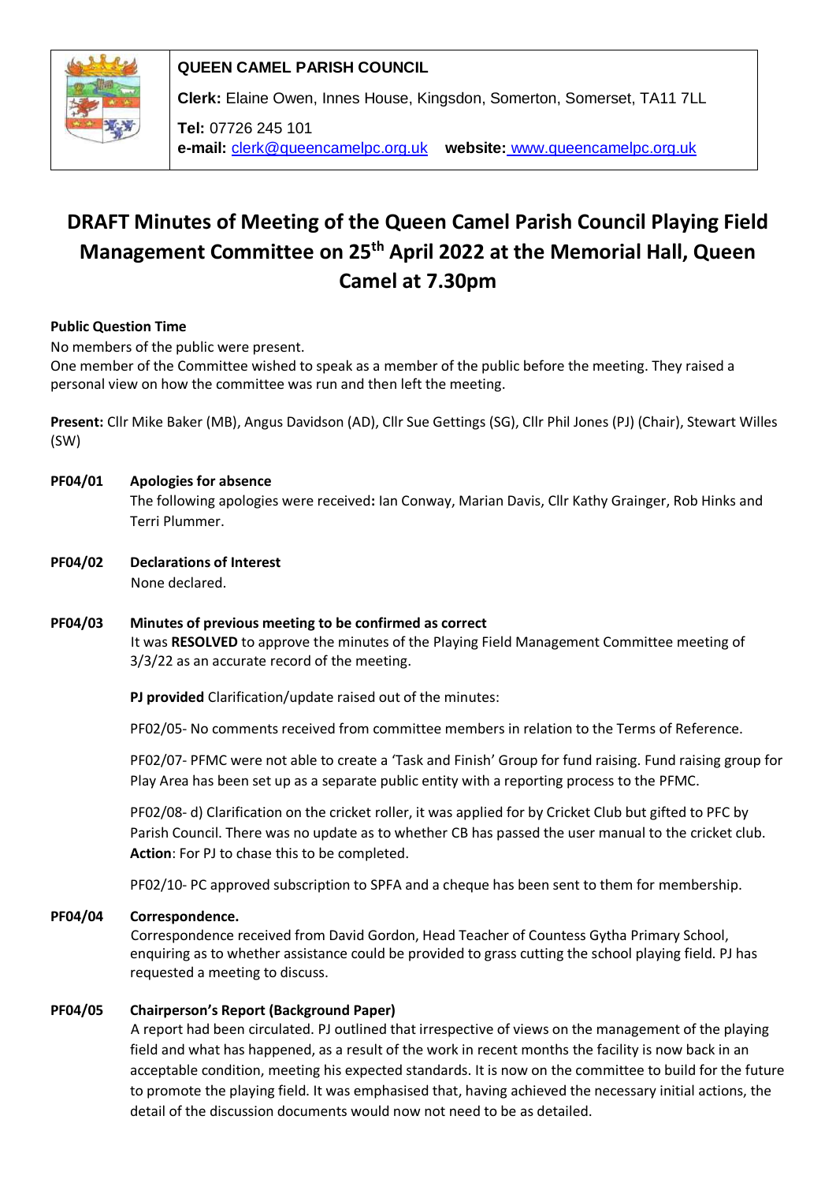**QUEEN CAMEL PARISH COUNCIL**

**Clerk:** Elaine Owen, Innes House, Kingsdon, Somerton, Somerset, TA11 7LL

**Tel:** 07726 245 101
**e-mail:** clerk@queencamelpc.org.uk **website:** www.queencamelpc.org.uk

# DRAFT Minutes of Meeting of the Queen Camel Parish Council Playing Field Management Committee on 25th April 2022 at the Memorial Hall, Queen Camel at 7.30pm

**Public Question Time**

No members of the public were present.
One member of the Committee wished to speak as a member of the public before the meeting. They raised a personal view on how the committee was run and then left the meeting.

**Present:** Cllr Mike Baker (MB), Angus Davidson (AD), Cllr Sue Gettings (SG), Cllr Phil Jones (PJ) (Chair), Stewart Willes (SW)

**PF04/01 Apologies for absence**

The following apologies were received**:** Ian Conway, Marian Davis, Cllr Kathy Grainger, Rob Hinks and Terri Plummer.

**PF04/02 Declarations of Interest**

None declared.

**PF04/03 Minutes of previous meeting to be confirmed as correct**

It was **RESOLVED** to approve the minutes of the Playing Field Management Committee meeting of 3/3/22 as an accurate record of the meeting.

**PJ provided** Clarification/update raised out of the minutes:

PF02/05- No comments received from committee members in relation to the Terms of Reference.

PF02/07- PFMC were not able to create a 'Task and Finish' Group for fund raising. Fund raising group for Play Area has been set up as a separate public entity with a reporting process to the PFMC.

PF02/08- d) Clarification on the cricket roller, it was applied for by Cricket Club but gifted to PFC by Parish Council. There was no update as to whether CB has passed the user manual to the cricket club. **Action**: For PJ to chase this to be completed.

PF02/10- PC approved subscription to SPFA and a cheque has been sent to them for membership.

**PF04/04 Correspondence.**

Correspondence received from David Gordon, Head Teacher of Countess Gytha Primary School, enquiring as to whether assistance could be provided to grass cutting the school playing field. PJ has requested a meeting to discuss.

**PF04/05 Chairperson's Report (Background Paper)**

A report had been circulated. PJ outlined that irrespective of views on the management of the playing field and what has happened, as a result of the work in recent months the facility is now back in an acceptable condition, meeting his expected standards. It is now on the committee to build for the future to promote the playing field. It was emphasised that, having achieved the necessary initial actions, the detail of the discussion documents would now not need to be as detailed.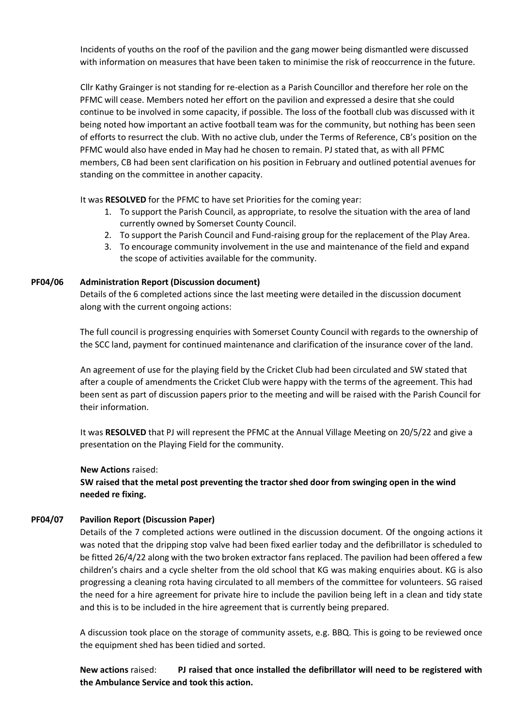Incidents of youths on the roof of the pavilion and the gang mower being dismantled were discussed with information on measures that have been taken to minimise the risk of reoccurrence in the future.

Cllr Kathy Grainger is not standing for re-election as a Parish Councillor and therefore her role on the PFMC will cease. Members noted her effort on the pavilion and expressed a desire that she could continue to be involved in some capacity, if possible. The loss of the football club was discussed with it being noted how important an active football team was for the community, but nothing has been seen of efforts to resurrect the club. With no active club, under the Terms of Reference, CB's position on the PFMC would also have ended in May had he chosen to remain. PJ stated that, as with all PFMC members, CB had been sent clarification on his position in February and outlined potential avenues for standing on the committee in another capacity.

It was **RESOLVED** for the PFMC to have set Priorities for the coming year:

1. To support the Parish Council, as appropriate, to resolve the situation with the area of land currently owned by Somerset County Council.
2. To support the Parish Council and Fund-raising group for the replacement of the Play Area.
3. To encourage community involvement in the use and maintenance of the field and expand the scope of activities available for the community.

**PF04/06 Administration Report (Discussion document)**

Details of the 6 completed actions since the last meeting were detailed in the discussion document along with the current ongoing actions:

The full council is progressing enquiries with Somerset County Council with regards to the ownership of the SCC land, payment for continued maintenance and clarification of the insurance cover of the land.

An agreement of use for the playing field by the Cricket Club had been circulated and SW stated that after a couple of amendments the Cricket Club were happy with the terms of the agreement. This had been sent as part of discussion papers prior to the meeting and will be raised with the Parish Council for their information.

It was **RESOLVED** that PJ will represent the PFMC at the Annual Village Meeting on 20/5/22 and give a presentation on the Playing Field for the community.

**New Actions** raised:
**SW raised that the metal post preventing the tractor shed door from swinging open in the wind needed re fixing.**

**PF04/07 Pavilion Report (Discussion Paper)**

Details of the 7 completed actions were outlined in the discussion document. Of the ongoing actions it was noted that the dripping stop valve had been fixed earlier today and the defibrillator is scheduled to be fitted 26/4/22 along with the two broken extractor fans replaced. The pavilion had been offered a few children's chairs and a cycle shelter from the old school that KG was making enquiries about. KG is also progressing a cleaning rota having circulated to all members of the committee for volunteers. SG raised the need for a hire agreement for private hire to include the pavilion being left in a clean and tidy state and this is to be included in the hire agreement that is currently being prepared.

A discussion took place on the storage of community assets, e.g. BBQ. This is going to be reviewed once the equipment shed has been tidied and sorted.

**New actions** raised: **PJ raised that once installed the defibrillator will need to be registered with the Ambulance Service and took this action.**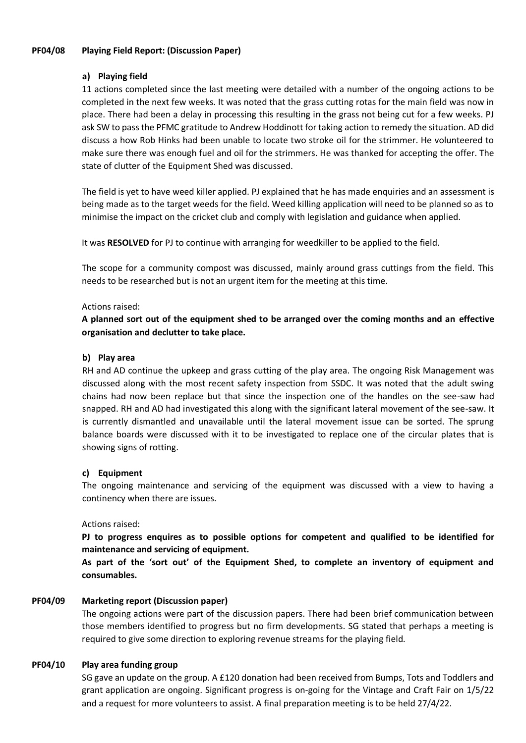**PF04/08 Playing Field Report: (Discussion Paper)**

**a) Playing field**

11 actions completed since the last meeting were detailed with a number of the ongoing actions to be completed in the next few weeks. It was noted that the grass cutting rotas for the main field was now in place. There had been a delay in processing this resulting in the grass not being cut for a few weeks. PJ ask SW to pass the PFMC gratitude to Andrew Hoddinott for taking action to remedy the situation. AD did discuss a how Rob Hinks had been unable to locate two stroke oil for the strimmer. He volunteered to make sure there was enough fuel and oil for the strimmers. He was thanked for accepting the offer. The state of clutter of the Equipment Shed was discussed.

The field is yet to have weed killer applied. PJ explained that he has made enquiries and an assessment is being made as to the target weeds for the field. Weed killing application will need to be planned so as to minimise the impact on the cricket club and comply with legislation and guidance when applied.

It was **RESOLVED** for PJ to continue with arranging for weedkiller to be applied to the field.

The scope for a community compost was discussed, mainly around grass cuttings from the field. This needs to be researched but is not an urgent item for the meeting at this time.

Actions raised:

**A planned sort out of the equipment shed to be arranged over the coming months and an effective organisation and declutter to take place.**

**b) Play area**

RH and AD continue the upkeep and grass cutting of the play area. The ongoing Risk Management was discussed along with the most recent safety inspection from SSDC. It was noted that the adult swing chains had now been replace but that since the inspection one of the handles on the see-saw had snapped. RH and AD had investigated this along with the significant lateral movement of the see-saw. It is currently dismantled and unavailable until the lateral movement issue can be sorted. The sprung balance boards were discussed with it to be investigated to replace one of the circular plates that is showing signs of rotting.

**c) Equipment**

The ongoing maintenance and servicing of the equipment was discussed with a view to having a continency when there are issues.

Actions raised:

**PJ to progress enquires as to possible options for competent and qualified to be identified for maintenance and servicing of equipment.**

**As part of the 'sort out' of the Equipment Shed, to complete an inventory of equipment and consumables.**

**PF04/09 Marketing report (Discussion paper)**

The ongoing actions were part of the discussion papers. There had been brief communication between those members identified to progress but no firm developments. SG stated that perhaps a meeting is required to give some direction to exploring revenue streams for the playing field.

**PF04/10 Play area funding group**

SG gave an update on the group. A £120 donation had been received from Bumps, Tots and Toddlers and grant application are ongoing. Significant progress is on-going for the Vintage and Craft Fair on 1/5/22 and a request for more volunteers to assist. A final preparation meeting is to be held 27/4/22.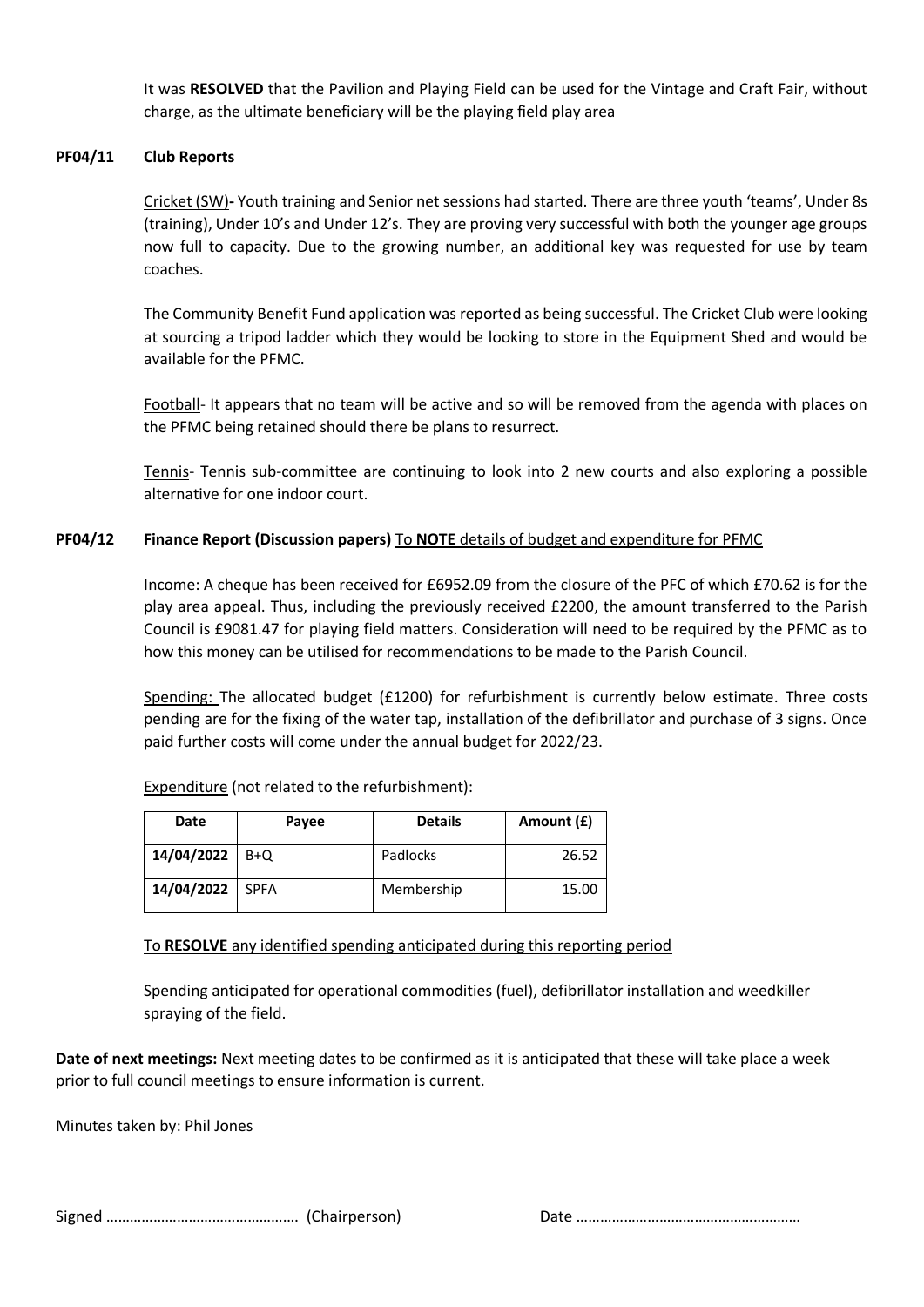It was **RESOLVED** that the Pavilion and Playing Field can be used for the Vintage and Craft Fair, without charge, as the ultimate beneficiary will be the playing field play area

**PF04/11 Club Reports**

Cricket (SW)**-** Youth training and Senior net sessions had started. There are three youth 'teams', Under 8s (training), Under 10's and Under 12's. They are proving very successful with both the younger age groups now full to capacity. Due to the growing number, an additional key was requested for use by team coaches.

The Community Benefit Fund application was reported as being successful. The Cricket Club were looking at sourcing a tripod ladder which they would be looking to store in the Equipment Shed and would be available for the PFMC.

Football- It appears that no team will be active and so will be removed from the agenda with places on the PFMC being retained should there be plans to resurrect.

Tennis- Tennis sub-committee are continuing to look into 2 new courts and also exploring a possible alternative for one indoor court.

**PF04/12 Finance Report (Discussion papers)** To **NOTE** details of budget and expenditure for PFMC

Income: A cheque has been received for £6952.09 from the closure of the PFC of which £70.62 is for the play area appeal. Thus, including the previously received £2200, the amount transferred to the Parish Council is £9081.47 for playing field matters. Consideration will need to be required by the PFMC as to how this money can be utilised for recommendations to be made to the Parish Council.

Spending: The allocated budget (£1200) for refurbishment is currently below estimate. Three costs pending are for the fixing of the water tap, installation of the defibrillator and purchase of 3 signs. Once paid further costs will come under the annual budget for 2022/23.

Expenditure (not related to the refurbishment):

| Date | Payee | Details | Amount (£) |
|---|---|---|---|
| 14/04/2022 | B+Q | Padlocks | 26.52 |
| 14/04/2022 | SPFA | Membership | 15.00 |

To **RESOLVE** any identified spending anticipated during this reporting period

Spending anticipated for operational commodities (fuel), defibrillator installation and weedkiller spraying of the field.

**Date of next meetings:** Next meeting dates to be confirmed as it is anticipated that these will take place a week prior to full council meetings to ensure information is current.

Minutes taken by: Phil Jones

Signed ……………………………………….. (Chairperson) Date …………………………………………………